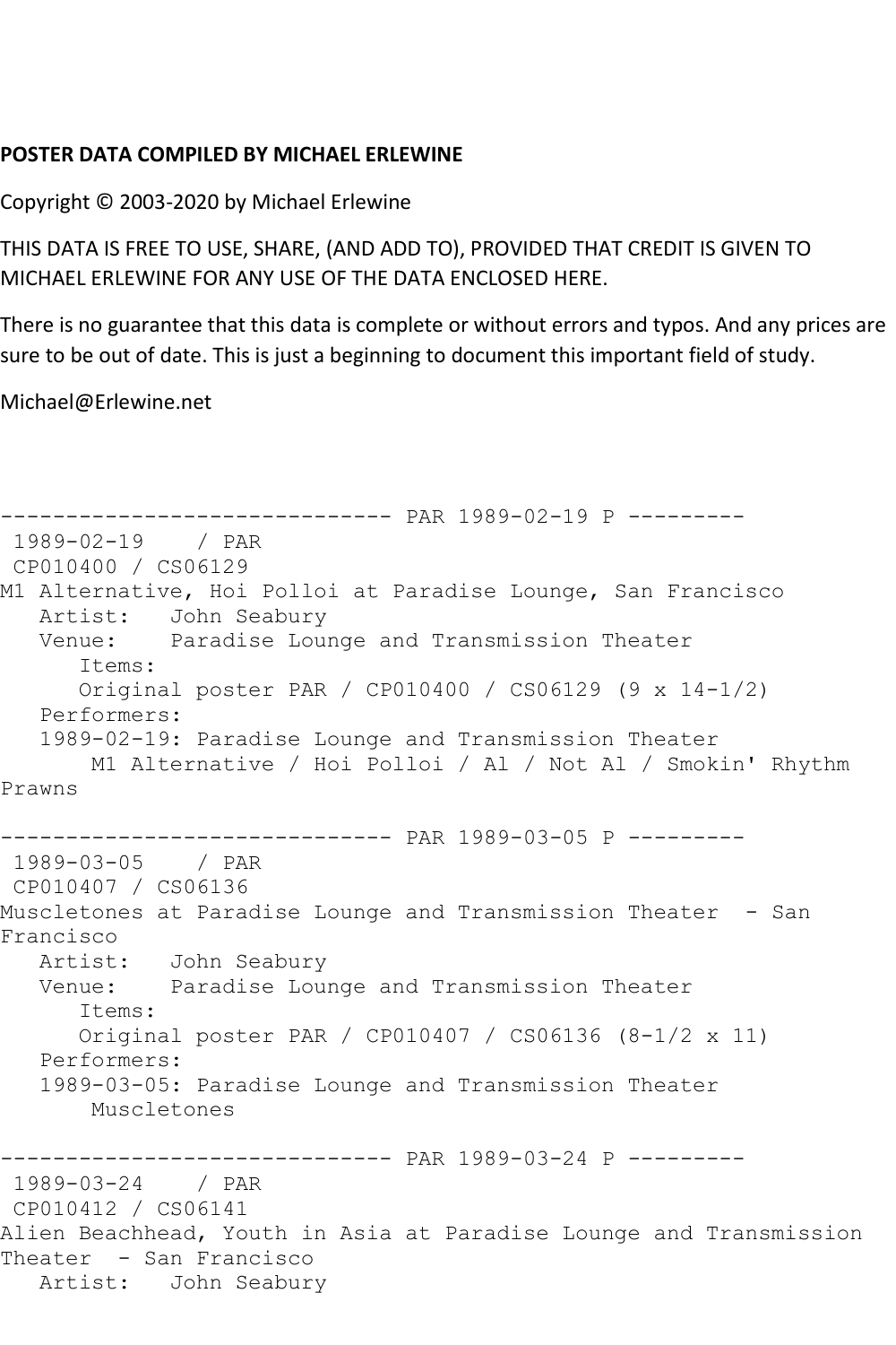**POSTER DATA COMPILED BY MICHAEL ERLEWINE**

Copyright © 2003-2020 by Michael Erlewine

THIS DATA IS FREE TO USE, SHARE, (AND ADD TO), PROVIDED THAT CREDIT IS GIVEN TO MICHAEL ERLEWINE FOR ANY USE OF THE DATA ENCLOSED HERE.

There is no guarantee that this data is complete or without errors and typos. And any prices are sure to be out of date. This is just a beginning to document this important field of study.

Michael@Erlewine.net

```
------------------------------ PAR 1989-02-19 P ---------
 1989-02-19    / PAR
 CP010400 / CS06129
M1 Alternative, Hoi Polloi at Paradise Lounge, San Francisco
   Artist:   John Seabury
   Venue:    Paradise Lounge and Transmission Theater
      Items:
      Original poster PAR / CP010400 / CS06129 (9 x 14-1/2)
   Performers:
   1989-02-19: Paradise Lounge and Transmission Theater
       M1 Alternative / Hoi Polloi / Al / Not Al / Smokin' Rhythm
Prawns

------------------------------ PAR 1989-03-05 P ---------
 1989-03-05    / PAR
 CP010407 / CS06136
Muscletones at Paradise Lounge and Transmission Theater  - San
Francisco
   Artist:   John Seabury
   Venue:    Paradise Lounge and Transmission Theater
      Items:
      Original poster PAR / CP010407 / CS06136 (8-1/2 x 11)
   Performers:
   1989-03-05: Paradise Lounge and Transmission Theater
       Muscletones

------------------------------ PAR 1989-03-24 P ---------
 1989-03-24    / PAR
 CP010412 / CS06141
Alien Beachhead, Youth in Asia at Paradise Lounge and Transmission
Theater  - San Francisco
   Artist:   John Seabury
```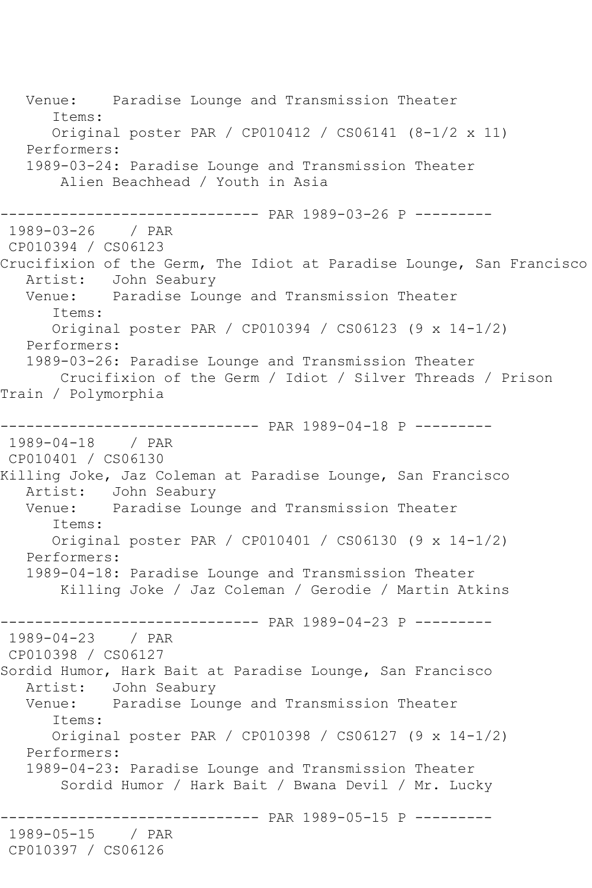Venue:    Paradise Lounge and Transmission Theater
      Items:
      Original poster PAR / CP010412 / CS06141 (8-1/2 x 11)
   Performers:
   1989-03-24: Paradise Lounge and Transmission Theater
       Alien Beachhead / Youth in Asia

------------------------------ PAR 1989-03-26 P ---------
1989-03-26    / PAR
CP010394 / CS06123
Crucifixion of the Germ, The Idiot at Paradise Lounge, San Francisco
   Artist:   John Seabury
   Venue:    Paradise Lounge and Transmission Theater
      Items:
      Original poster PAR / CP010394 / CS06123 (9 x 14-1/2)
   Performers:
   1989-03-26: Paradise Lounge and Transmission Theater
       Crucifixion of the Germ / Idiot / Silver Threads / Prison Train / Polymorphia

------------------------------ PAR 1989-04-18 P ---------
1989-04-18    / PAR
CP010401 / CS06130
Killing Joke, Jaz Coleman at Paradise Lounge, San Francisco
   Artist:   John Seabury
   Venue:    Paradise Lounge and Transmission Theater
      Items:
      Original poster PAR / CP010401 / CS06130 (9 x 14-1/2)
   Performers:
   1989-04-18: Paradise Lounge and Transmission Theater
       Killing Joke / Jaz Coleman / Gerodie / Martin Atkins

------------------------------ PAR 1989-04-23 P ---------
1989-04-23    / PAR
CP010398 / CS06127
Sordid Humor, Hark Bait at Paradise Lounge, San Francisco
   Artist:   John Seabury
   Venue:    Paradise Lounge and Transmission Theater
      Items:
      Original poster PAR / CP010398 / CS06127 (9 x 14-1/2)
   Performers:
   1989-04-23: Paradise Lounge and Transmission Theater
       Sordid Humor / Hark Bait / Bwana Devil / Mr. Lucky

------------------------------ PAR 1989-05-15 P ---------
1989-05-15    / PAR
CP010397 / CS06126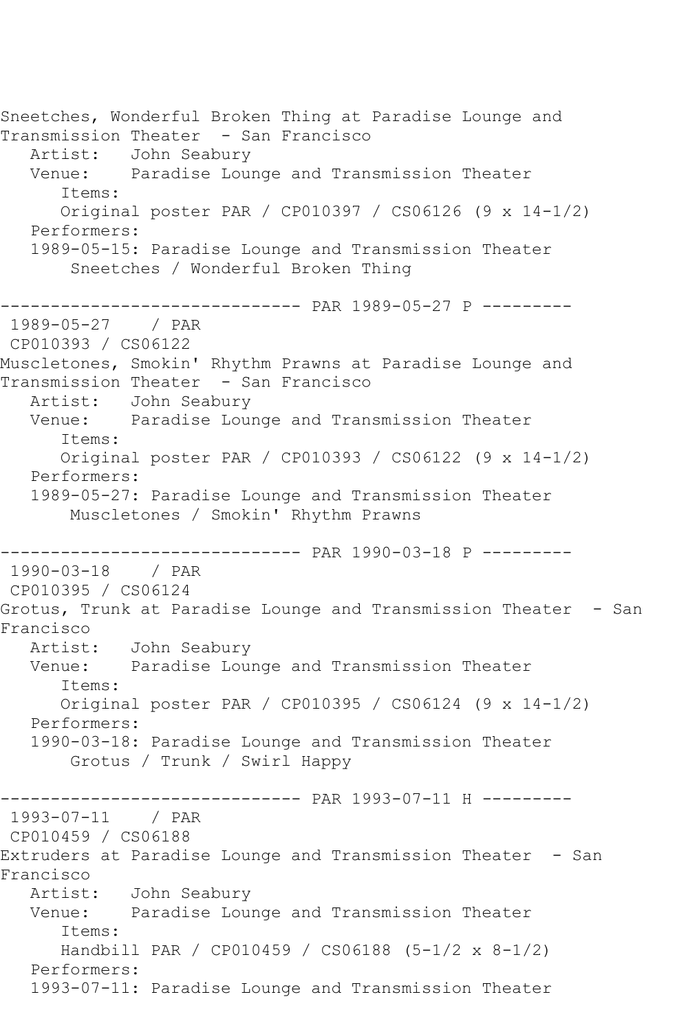Sneetches, Wonderful Broken Thing at Paradise Lounge and Transmission Theater - San Francisco

Artist: John Seabury

Venue: Paradise Lounge and Transmission Theater

Items:

Original poster PAR / CP010397 / CS06126 (9 x 14-1/2)

Performers:

1989-05-15: Paradise Lounge and Transmission Theater

Sneetches / Wonderful Broken Thing

------------------------------ PAR 1989-05-27 P ---------

1989-05-27 / PAR

CP010393 / CS06122

Muscletones, Smokin' Rhythm Prawns at Paradise Lounge and Transmission Theater - San Francisco

Artist: John Seabury

Venue: Paradise Lounge and Transmission Theater

Items:

Original poster PAR / CP010393 / CS06122 (9 x 14-1/2)

Performers:

1989-05-27: Paradise Lounge and Transmission Theater

Muscletones / Smokin' Rhythm Prawns

------------------------------ PAR 1990-03-18 P ---------

1990-03-18 / PAR

CP010395 / CS06124

Grotus, Trunk at Paradise Lounge and Transmission Theater - San Francisco

Artist: John Seabury

Venue: Paradise Lounge and Transmission Theater

Items:

Original poster PAR / CP010395 / CS06124 (9 x 14-1/2)

Performers:

1990-03-18: Paradise Lounge and Transmission Theater

Grotus / Trunk / Swirl Happy

------------------------------ PAR 1993-07-11 H ---------

1993-07-11 / PAR

CP010459 / CS06188

Extruders at Paradise Lounge and Transmission Theater - San Francisco

Artist: John Seabury

Venue: Paradise Lounge and Transmission Theater

Items:

Handbill PAR / CP010459 / CS06188 (5-1/2 x 8-1/2)

Performers:

1993-07-11: Paradise Lounge and Transmission Theater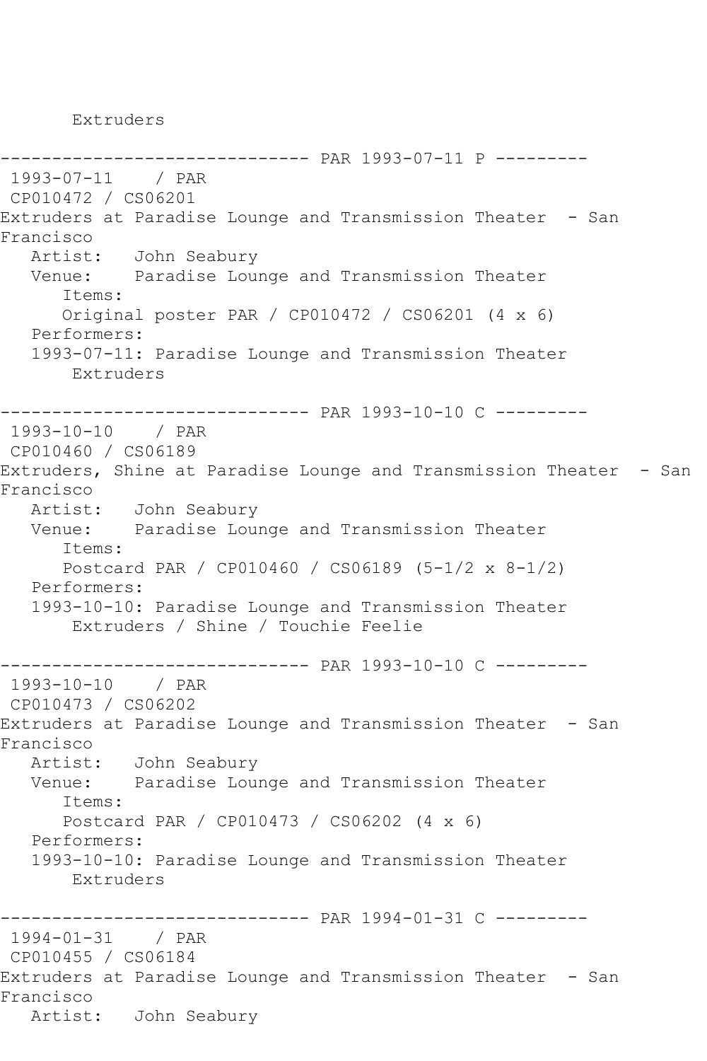Extruders

------------------------------ PAR 1993-07-11 P ---------

1993-07-11 / PAR

CP010472 / CS06201

Extruders at Paradise Lounge and Transmission Theater - San Francisco

Artist: John Seabury

Venue: Paradise Lounge and Transmission Theater

Items:

Original poster PAR / CP010472 / CS06201 (4 x 6)

Performers:

1993-07-11: Paradise Lounge and Transmission Theater

Extruders

------------------------------ PAR 1993-10-10 C ---------

1993-10-10 / PAR

CP010460 / CS06189

Extruders, Shine at Paradise Lounge and Transmission Theater - San Francisco

Artist: John Seabury

Venue: Paradise Lounge and Transmission Theater

Items:

Postcard PAR / CP010460 / CS06189 (5-1/2 x 8-1/2)

Performers:

1993-10-10: Paradise Lounge and Transmission Theater

Extruders / Shine / Touchie Feelie

------------------------------ PAR 1993-10-10 C ---------

1993-10-10 / PAR

CP010473 / CS06202

Extruders at Paradise Lounge and Transmission Theater - San Francisco

Artist: John Seabury

Venue: Paradise Lounge and Transmission Theater

Items:

Postcard PAR / CP010473 / CS06202 (4 x 6)

Performers:

1993-10-10: Paradise Lounge and Transmission Theater

Extruders

------------------------------ PAR 1994-01-31 C ---------

1994-01-31 / PAR

CP010455 / CS06184

Extruders at Paradise Lounge and Transmission Theater - San Francisco

Artist: John Seabury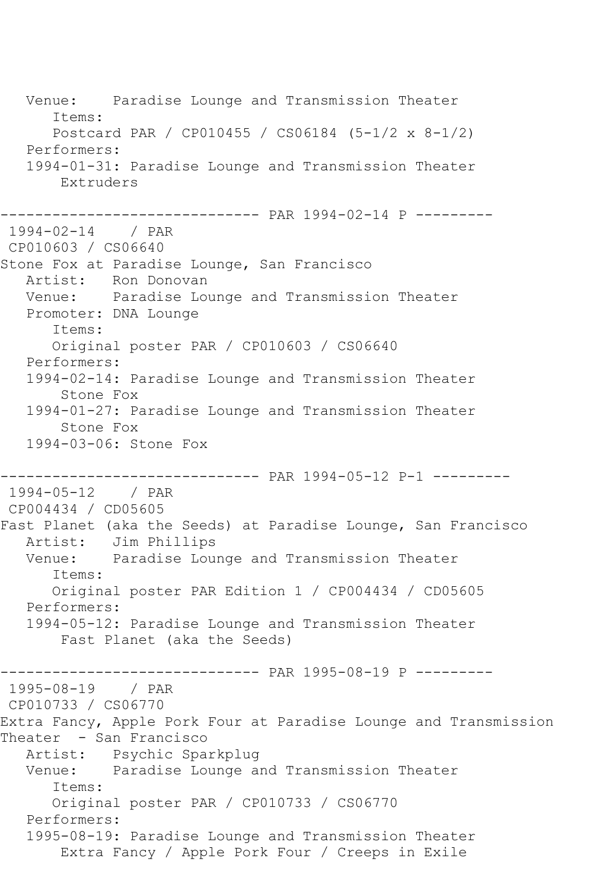```
   Venue:    Paradise Lounge and Transmission Theater
      Items:
      Postcard PAR / CP010455 / CS06184 (5-1/2 x 8-1/2)
   Performers:
   1994-01-31: Paradise Lounge and Transmission Theater
       Extruders

------------------------------ PAR 1994-02-14 P ---------
 1994-02-14    / PAR
 CP010603 / CS06640
Stone Fox at Paradise Lounge, San Francisco
   Artist:   Ron Donovan
   Venue:    Paradise Lounge and Transmission Theater
   Promoter: DNA Lounge
      Items:
      Original poster PAR / CP010603 / CS06640
   Performers:
   1994-02-14: Paradise Lounge and Transmission Theater
       Stone Fox
   1994-01-27: Paradise Lounge and Transmission Theater
       Stone Fox
   1994-03-06: Stone Fox

------------------------------ PAR 1994-05-12 P-1 ---------
 1994-05-12    / PAR
 CP004434 / CD05605
Fast Planet (aka the Seeds) at Paradise Lounge, San Francisco
   Artist:   Jim Phillips
   Venue:    Paradise Lounge and Transmission Theater
      Items:
      Original poster PAR Edition 1 / CP004434 / CD05605
   Performers:
   1994-05-12: Paradise Lounge and Transmission Theater
       Fast Planet (aka the Seeds)

------------------------------ PAR 1995-08-19 P ---------
 1995-08-19    / PAR
 CP010733 / CS06770
Extra Fancy, Apple Pork Four at Paradise Lounge and Transmission
Theater  - San Francisco
   Artist:   Psychic Sparkplug
   Venue:    Paradise Lounge and Transmission Theater
      Items:
      Original poster PAR / CP010733 / CS06770
   Performers:
   1995-08-19: Paradise Lounge and Transmission Theater
       Extra Fancy / Apple Pork Four / Creeps in Exile
```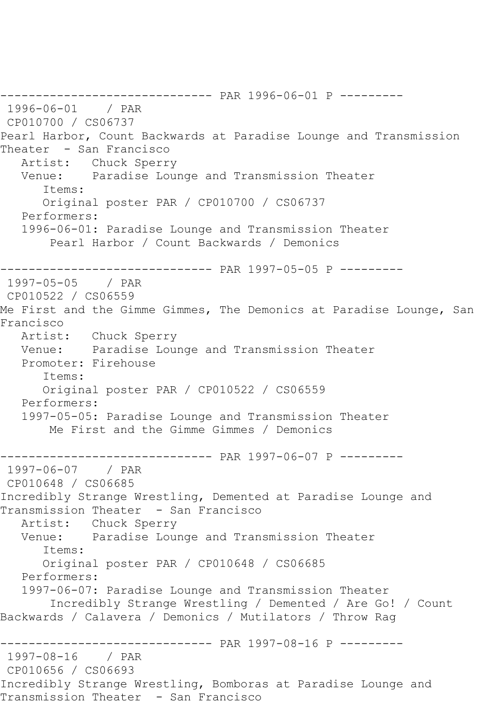------------------------------ PAR 1996-06-01 P ---------

1996-06-01 / PAR
CP010700 / CS06737
Pearl Harbor, Count Backwards at Paradise Lounge and Transmission Theater - San Francisco

Artist: Chuck Sperry
Venue: Paradise Lounge and Transmission Theater
Items:
Original poster PAR / CP010700 / CS06737
Performers:
1996-06-01: Paradise Lounge and Transmission Theater
Pearl Harbor / Count Backwards / Demonics

------------------------------ PAR 1997-05-05 P ---------

1997-05-05 / PAR
CP010522 / CS06559
Me First and the Gimme Gimmes, The Demonics at Paradise Lounge, San Francisco

Artist: Chuck Sperry
Venue: Paradise Lounge and Transmission Theater
Promoter: Firehouse
Items:
Original poster PAR / CP010522 / CS06559
Performers:
1997-05-05: Paradise Lounge and Transmission Theater
Me First and the Gimme Gimmes / Demonics

------------------------------ PAR 1997-06-07 P ---------

1997-06-07 / PAR
CP010648 / CS06685
Incredibly Strange Wrestling, Demented at Paradise Lounge and Transmission Theater - San Francisco

Artist: Chuck Sperry
Venue: Paradise Lounge and Transmission Theater
Items:
Original poster PAR / CP010648 / CS06685
Performers:
1997-06-07: Paradise Lounge and Transmission Theater
Incredibly Strange Wrestling / Demented / Are Go! / Count Backwards / Calavera / Demonics / Mutilators / Throw Rag

------------------------------ PAR 1997-08-16 P ---------

1997-08-16 / PAR
CP010656 / CS06693
Incredibly Strange Wrestling, Bomboras at Paradise Lounge and Transmission Theater - San Francisco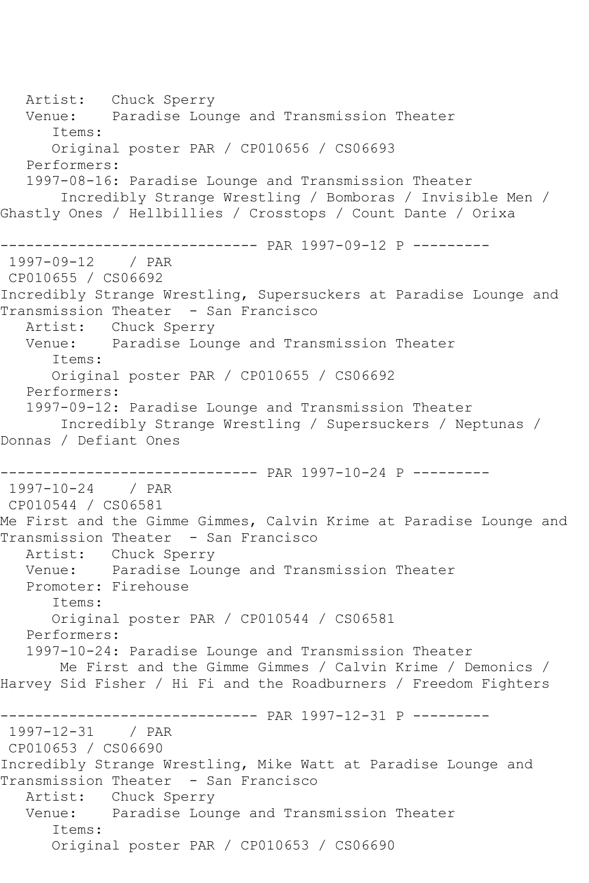Artist: Chuck Sperry
Venue: Paradise Lounge and Transmission Theater
Items:
Original poster PAR / CP010656 / CS06693
Performers:
1997-08-16: Paradise Lounge and Transmission Theater
Incredibly Strange Wrestling / Bomboras / Invisible Men / Ghastly Ones / Hellbillies / Crosstops / Count Dante / Orixa

------------------------------ PAR 1997-09-12 P ---------

1997-09-12 / PAR
CP010655 / CS06692
Incredibly Strange Wrestling, Supersuckers at Paradise Lounge and Transmission Theater - San Francisco
Artist: Chuck Sperry
Venue: Paradise Lounge and Transmission Theater
Items:
Original poster PAR / CP010655 / CS06692
Performers:
1997-09-12: Paradise Lounge and Transmission Theater
Incredibly Strange Wrestling / Supersuckers / Neptunas / Donnas / Defiant Ones

------------------------------ PAR 1997-10-24 P ---------

1997-10-24 / PAR
CP010544 / CS06581
Me First and the Gimme Gimmes, Calvin Krime at Paradise Lounge and Transmission Theater - San Francisco
Artist: Chuck Sperry
Venue: Paradise Lounge and Transmission Theater
Promoter: Firehouse
Items:
Original poster PAR / CP010544 / CS06581
Performers:
1997-10-24: Paradise Lounge and Transmission Theater
Me First and the Gimme Gimmes / Calvin Krime / Demonics / Harvey Sid Fisher / Hi Fi and the Roadburners / Freedom Fighters

------------------------------ PAR 1997-12-31 P ---------

1997-12-31 / PAR
CP010653 / CS06690
Incredibly Strange Wrestling, Mike Watt at Paradise Lounge and Transmission Theater - San Francisco
Artist: Chuck Sperry
Venue: Paradise Lounge and Transmission Theater
Items:
Original poster PAR / CP010653 / CS06690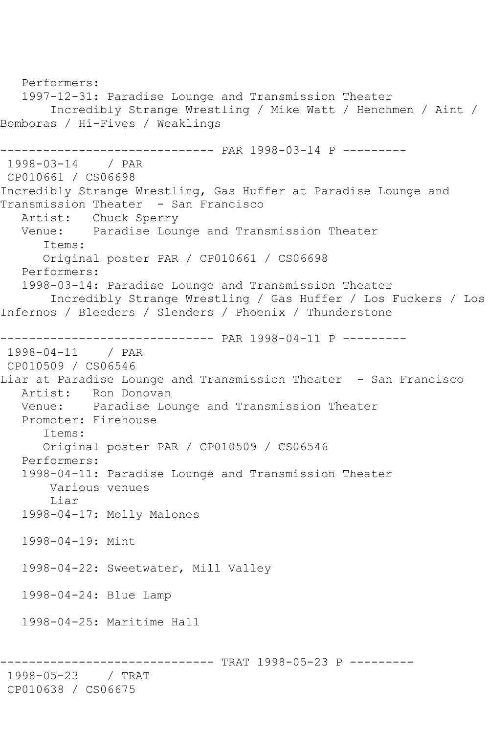Performers:
   1997-12-31: Paradise Lounge and Transmission Theater
        Incredibly Strange Wrestling / Mike Watt / Henchmen / Aint / Bomboras / Hi-Fives / Weaklings

------------------------------ PAR 1998-03-14 P ---------

1998-03-14    / PAR
CP010661 / CS06698
Incredibly Strange Wrestling, Gas Huffer at Paradise Lounge and Transmission Theater  - San Francisco
   Artist:   Chuck Sperry
   Venue:    Paradise Lounge and Transmission Theater
      Items:
      Original poster PAR / CP010661 / CS06698
   Performers:
   1998-03-14: Paradise Lounge and Transmission Theater
        Incredibly Strange Wrestling / Gas Huffer / Los Fuckers / Los Infernos / Bleeders / Slenders / Phoenix / Thunderstone

------------------------------ PAR 1998-04-11 P ---------

1998-04-11    / PAR
CP010509 / CS06546
Liar at Paradise Lounge and Transmission Theater  - San Francisco
   Artist:   Ron Donovan
   Venue:    Paradise Lounge and Transmission Theater
   Promoter: Firehouse
      Items:
      Original poster PAR / CP010509 / CS06546
   Performers:
   1998-04-11: Paradise Lounge and Transmission Theater
        Various venues
        Liar
   1998-04-17: Molly Malones

   1998-04-19: Mint

   1998-04-22: Sweetwater, Mill Valley

   1998-04-24: Blue Lamp

   1998-04-25: Maritime Hall

------------------------------ TRAT 1998-05-23 P ---------

1998-05-23    / TRAT
CP010638 / CS06675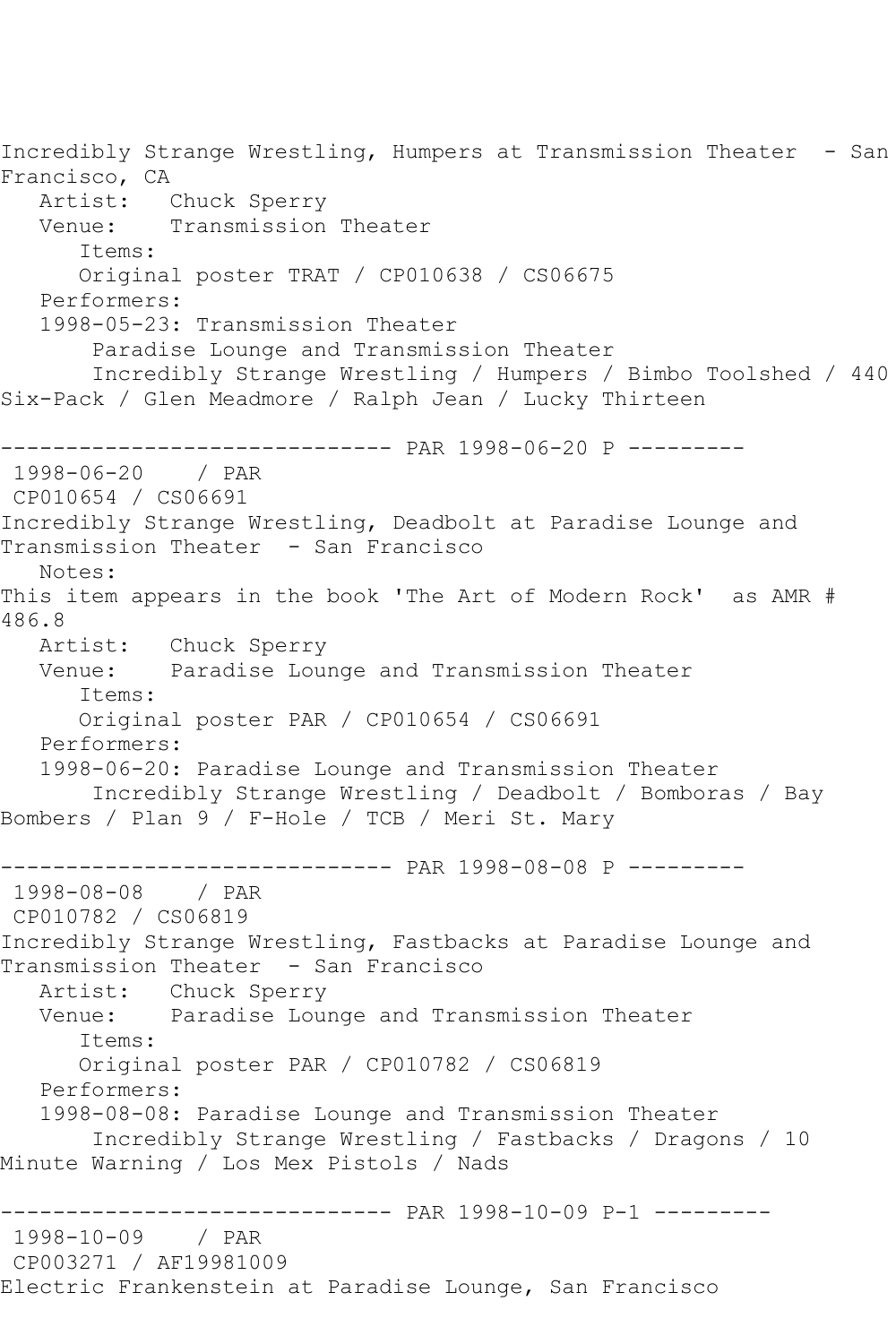Incredibly Strange Wrestling, Humpers at Transmission Theater  - San Francisco, CA
   Artist:   Chuck Sperry
   Venue:    Transmission Theater
      Items:
      Original poster TRAT / CP010638 / CS06675
   Performers:
   1998-05-23: Transmission Theater
       Paradise Lounge and Transmission Theater
       Incredibly Strange Wrestling / Humpers / Bimbo Toolshed / 440 Six-Pack / Glen Meadmore / Ralph Jean / Lucky Thirteen

------------------------------ PAR 1998-06-20 P ---------
 1998-06-20    / PAR
 CP010654 / CS06691
Incredibly Strange Wrestling, Deadbolt at Paradise Lounge and Transmission Theater  - San Francisco
   Notes:
This item appears in the book 'The Art of Modern Rock'  as AMR # 486.8
   Artist:   Chuck Sperry
   Venue:    Paradise Lounge and Transmission Theater
      Items:
      Original poster PAR / CP010654 / CS06691
   Performers:
   1998-06-20: Paradise Lounge and Transmission Theater
       Incredibly Strange Wrestling / Deadbolt / Bomboras / Bay Bombers / Plan 9 / F-Hole / TCB / Meri St. Mary

------------------------------ PAR 1998-08-08 P ---------
 1998-08-08    / PAR
 CP010782 / CS06819
Incredibly Strange Wrestling, Fastbacks at Paradise Lounge and Transmission Theater  - San Francisco
   Artist:   Chuck Sperry
   Venue:    Paradise Lounge and Transmission Theater
      Items:
      Original poster PAR / CP010782 / CS06819
   Performers:
   1998-08-08: Paradise Lounge and Transmission Theater
       Incredibly Strange Wrestling / Fastbacks / Dragons / 10 Minute Warning / Los Mex Pistols / Nads

------------------------------ PAR 1998-10-09 P-1 ---------
 1998-10-09    / PAR
 CP003271 / AF19981009
Electric Frankenstein at Paradise Lounge, San Francisco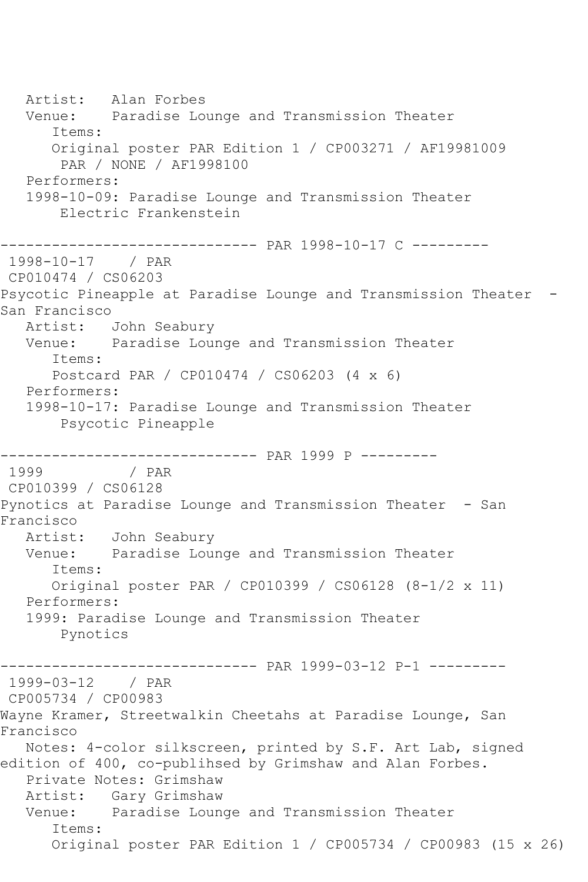```
   Artist:   Alan Forbes
   Venue:    Paradise Lounge and Transmission Theater
      Items:
      Original poster PAR Edition 1 / CP003271 / AF19981009
       PAR / NONE / AF1998100
   Performers:
   1998-10-09: Paradise Lounge and Transmission Theater
       Electric Frankenstein

------------------------------ PAR 1998-10-17 C ---------
 1998-10-17    / PAR
 CP010474 / CS06203
Psycotic Pineapple at Paradise Lounge and Transmission Theater  -
San Francisco
   Artist:   John Seabury
   Venue:    Paradise Lounge and Transmission Theater
      Items:
      Postcard PAR / CP010474 / CS06203 (4 x 6)
   Performers:
   1998-10-17: Paradise Lounge and Transmission Theater
       Psycotic Pineapple

------------------------------ PAR 1999 P ---------
 1999          / PAR
 CP010399 / CS06128
Pynotics at Paradise Lounge and Transmission Theater  - San
Francisco
   Artist:   John Seabury
   Venue:    Paradise Lounge and Transmission Theater
      Items:
      Original poster PAR / CP010399 / CS06128 (8-1/2 x 11)
   Performers:
   1999: Paradise Lounge and Transmission Theater
       Pynotics

------------------------------ PAR 1999-03-12 P-1 ---------
 1999-03-12    / PAR
 CP005734 / CP00983
Wayne Kramer, Streetwalkin Cheetahs at Paradise Lounge, San
Francisco
   Notes: 4-color silkscreen, printed by S.F. Art Lab, signed
edition of 400, co-publihsed by Grimshaw and Alan Forbes.
   Private Notes: Grimshaw
   Artist:   Gary Grimshaw
   Venue:    Paradise Lounge and Transmission Theater
      Items:
      Original poster PAR Edition 1 / CP005734 / CP00983 (15 x 26)
```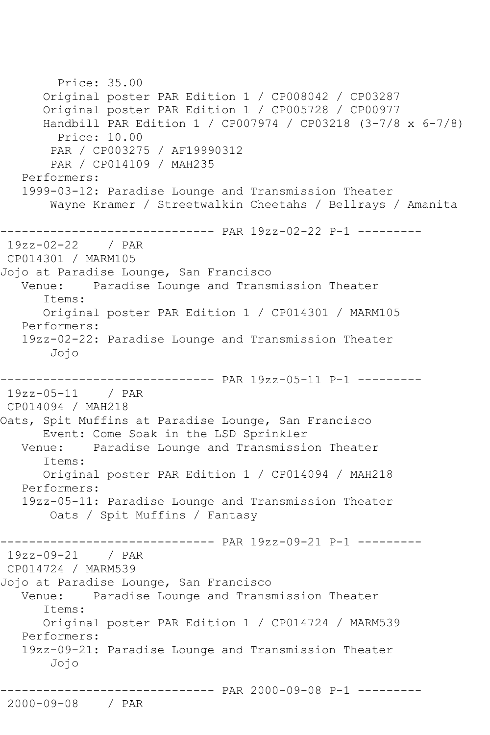```
        Price: 35.00
      Original poster PAR Edition 1 / CP008042 / CP03287
      Original poster PAR Edition 1 / CP005728 / CP00977
      Handbill PAR Edition 1 / CP007974 / CP03218 (3-7/8 x 6-7/8)
        Price: 10.00
       PAR / CP003275 / AF19990312
       PAR / CP014109 / MAH235
   Performers:
   1999-03-12: Paradise Lounge and Transmission Theater
       Wayne Kramer / Streetwalkin Cheetahs / Bellrays / Amanita

------------------------------ PAR 19zz-02-22 P-1 ---------
 19zz-02-22    / PAR
 CP014301 / MARM105
Jojo at Paradise Lounge, San Francisco
   Venue:    Paradise Lounge and Transmission Theater
      Items:
      Original poster PAR Edition 1 / CP014301 / MARM105
   Performers:
   19zz-02-22: Paradise Lounge and Transmission Theater
       Jojo

------------------------------ PAR 19zz-05-11 P-1 ---------
 19zz-05-11    / PAR
 CP014094 / MAH218
Oats, Spit Muffins at Paradise Lounge, San Francisco
      Event: Come Soak in the LSD Sprinkler
   Venue:    Paradise Lounge and Transmission Theater
      Items:
      Original poster PAR Edition 1 / CP014094 / MAH218
   Performers:
   19zz-05-11: Paradise Lounge and Transmission Theater
       Oats / Spit Muffins / Fantasy

------------------------------ PAR 19zz-09-21 P-1 ---------
 19zz-09-21    / PAR
 CP014724 / MARM539
Jojo at Paradise Lounge, San Francisco
   Venue:    Paradise Lounge and Transmission Theater
      Items:
      Original poster PAR Edition 1 / CP014724 / MARM539
   Performers:
   19zz-09-21: Paradise Lounge and Transmission Theater
       Jojo

------------------------------ PAR 2000-09-08 P-1 ---------
 2000-09-08    / PAR
```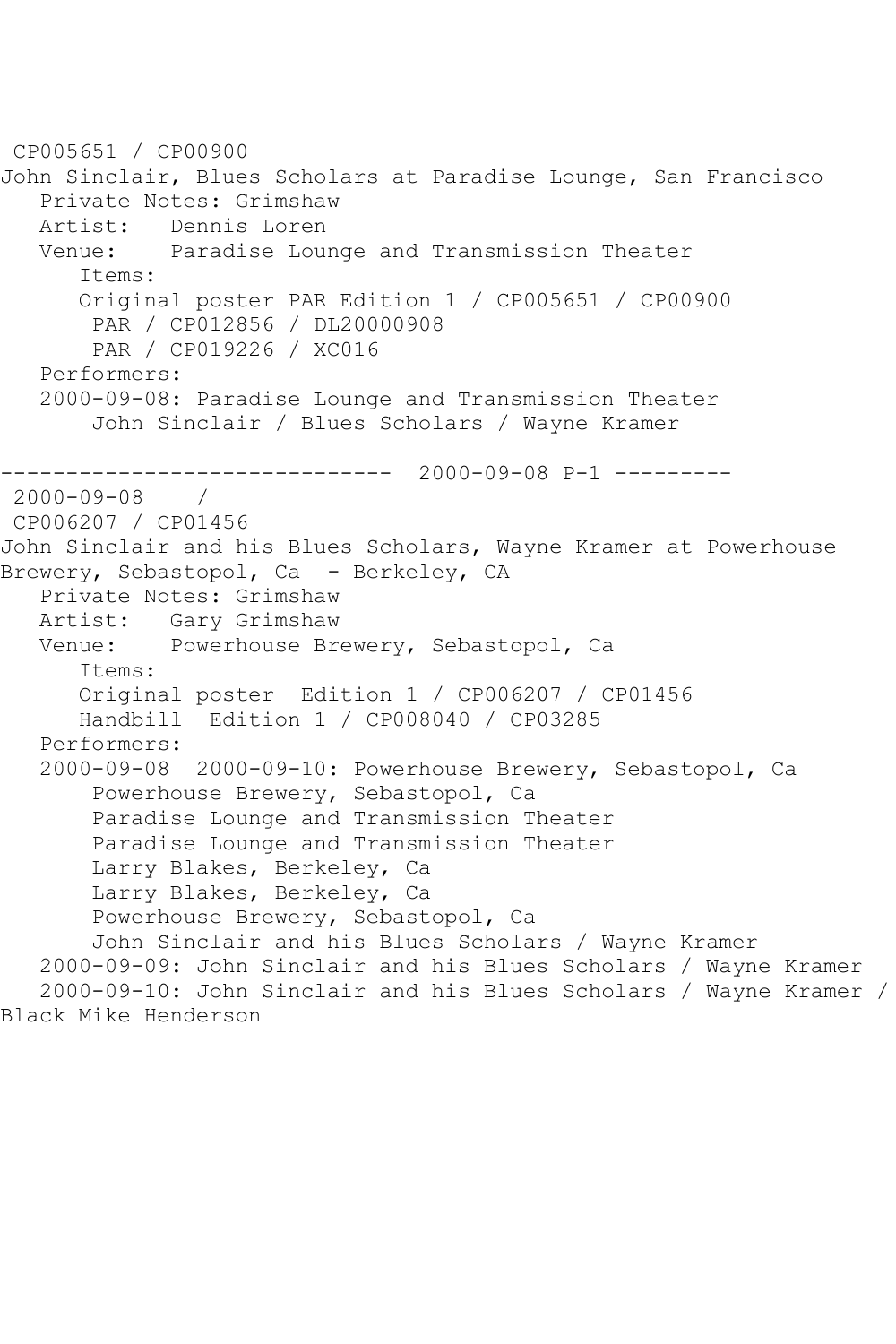CP005651 / CP00900
John Sinclair, Blues Scholars at Paradise Lounge, San Francisco
   Private Notes: Grimshaw
   Artist:   Dennis Loren
   Venue:    Paradise Lounge and Transmission Theater
      Items:
      Original poster PAR Edition 1 / CP005651 / CP00900
       PAR / CP012856 / DL20000908
       PAR / CP019226 / XC016
   Performers:
   2000-09-08: Paradise Lounge and Transmission Theater
       John Sinclair / Blues Scholars / Wayne Kramer

------------------------------ 2000-09-08 P-1 ---------
2000-09-08    /
CP006207 / CP01456
John Sinclair and his Blues Scholars, Wayne Kramer at Powerhouse Brewery, Sebastopol, Ca  - Berkeley, CA
   Private Notes: Grimshaw
   Artist:   Gary Grimshaw
   Venue:    Powerhouse Brewery, Sebastopol, Ca
      Items:
      Original poster  Edition 1 / CP006207 / CP01456
      Handbill  Edition 1 / CP008040 / CP03285
   Performers:
   2000-09-08  2000-09-10: Powerhouse Brewery, Sebastopol, Ca
       Powerhouse Brewery, Sebastopol, Ca
       Paradise Lounge and Transmission Theater
       Paradise Lounge and Transmission Theater
       Larry Blakes, Berkeley, Ca
       Larry Blakes, Berkeley, Ca
       Powerhouse Brewery, Sebastopol, Ca
       John Sinclair and his Blues Scholars / Wayne Kramer
   2000-09-09: John Sinclair and his Blues Scholars / Wayne Kramer
   2000-09-10: John Sinclair and his Blues Scholars / Wayne Kramer / Black Mike Henderson